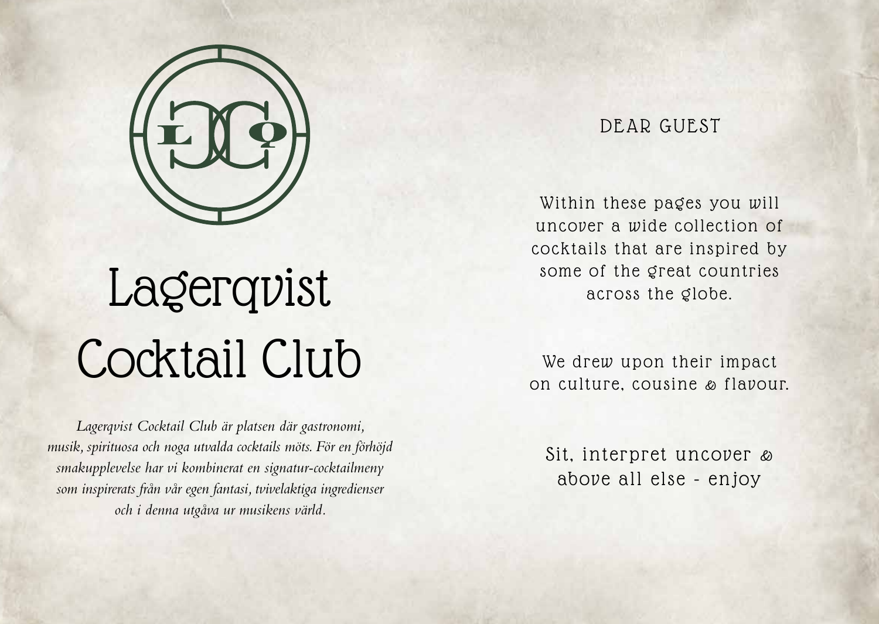# Lagerqvist Cocktail Club

*Lagerqvist Cocktail Club är platsen där gastronomi, musik, spirituosa och noga utvalda cocktails möts. För en förhöjd smakupplevelse har vi kombinerat en signatur-cocktailmeny som inspirerats från vår egen fantasi, tvivelaktiga ingredienser och i denna utgåva ur musikens värld.*

## DEAR GUEST

Within these pages you will uncover a wide collection of cocktails that are inspired by some of the great countries across the globe.

We drew upon their impact on culture, cousine & flavour.

Sit, interpret uncover & above all else - enjoy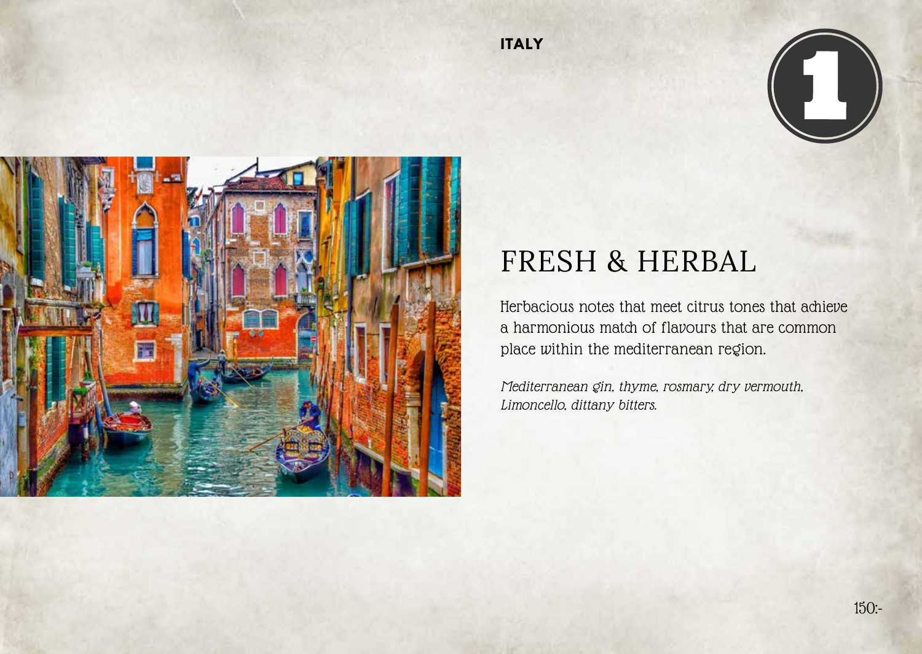ITALY

1

# FRESH & HERBAL

Herbacious notes that meet citrus tones that achieve a harmonious match of flavours that are common place within the mediterranean region.

*Mediterranean gin, thyme, rosmary, dry vermouth, Limoncello, dittany bitters.*

150:-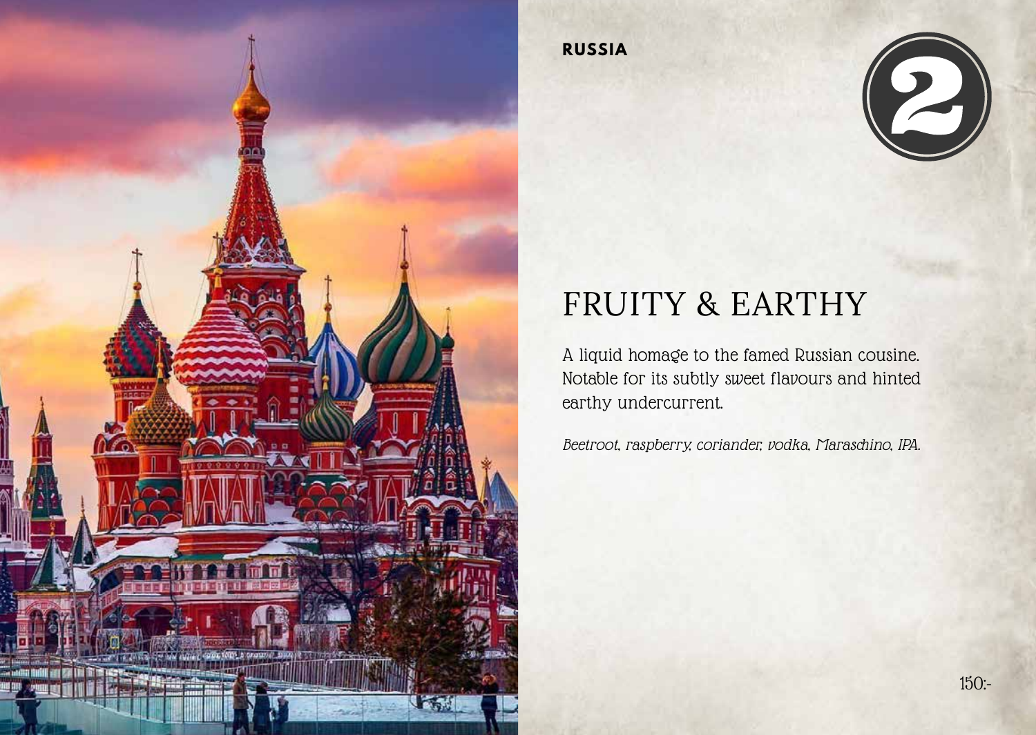**RUSSIA**

2

# FRUITY & EARTHY

A liquid homage to the famed Russian cousine. Notable for its subtly sweet flavours and hinted earthy undercurrent.

*Beetroot, raspberry, coriander, vodka, Maraschino, IPA.*

150:-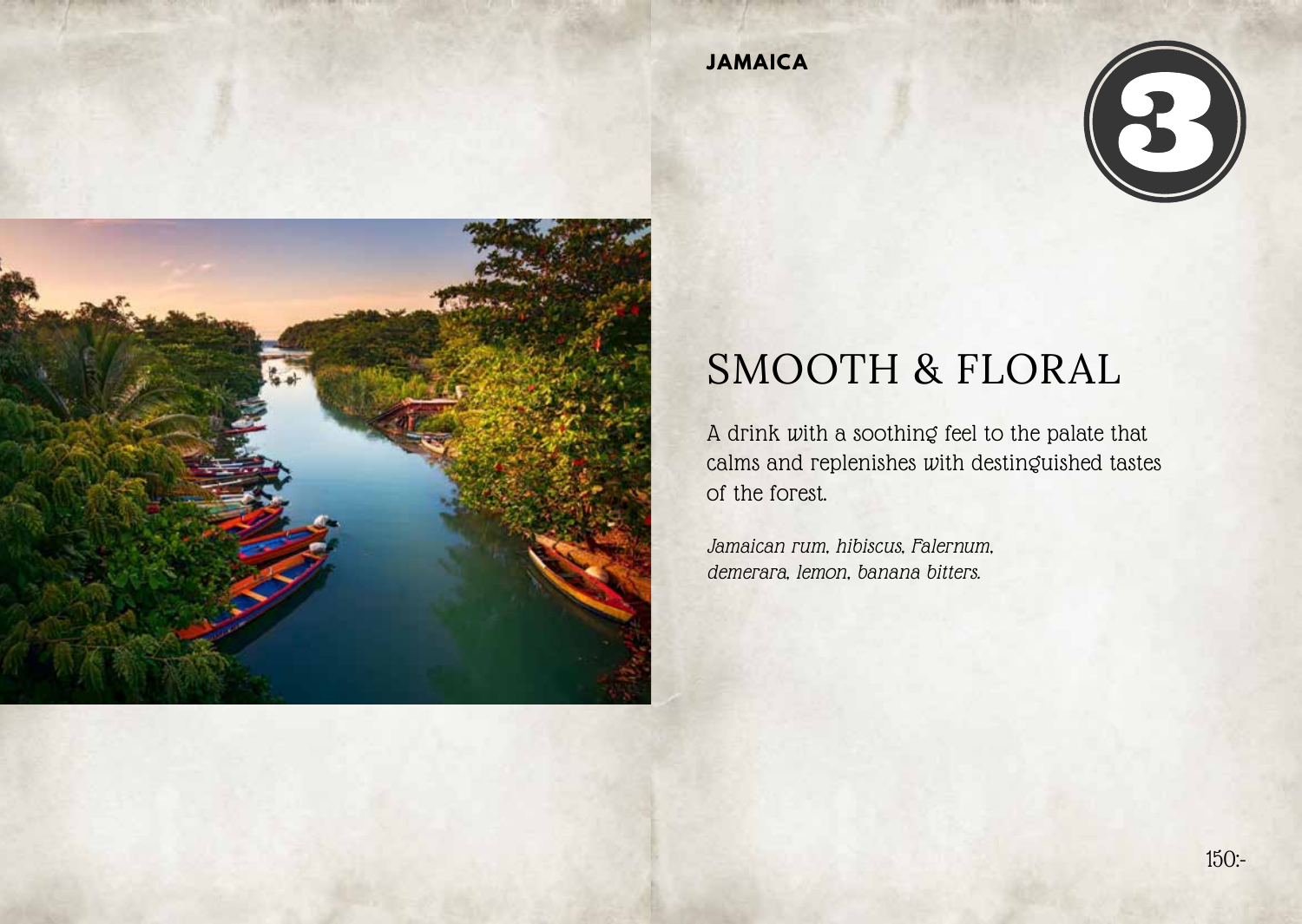JAMAICA

3

# SMOOTH & FLORAL

A drink with a soothing feel to the palate that calms and replenishes with destinguished tastes of the forest.

*Jamaican rum, hibiscus, Falernum, demerara, lemon, banana bitters.*

150:-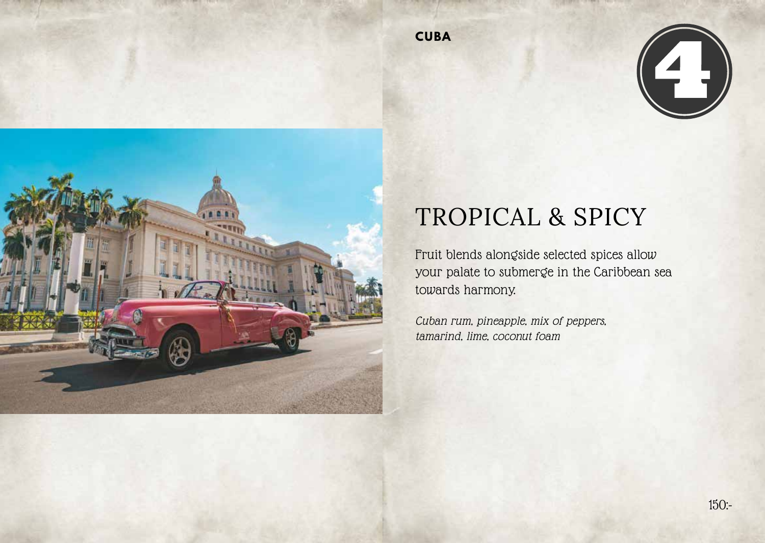**CUBA**

4

# TROPICAL & SPICY

Fruit blends alongside selected spices allow your palate to submerge in the Caribbean sea towards harmony.

*Cuban rum, pineapple, mix of peppers, tamarind, lime, coconut foam*

150:-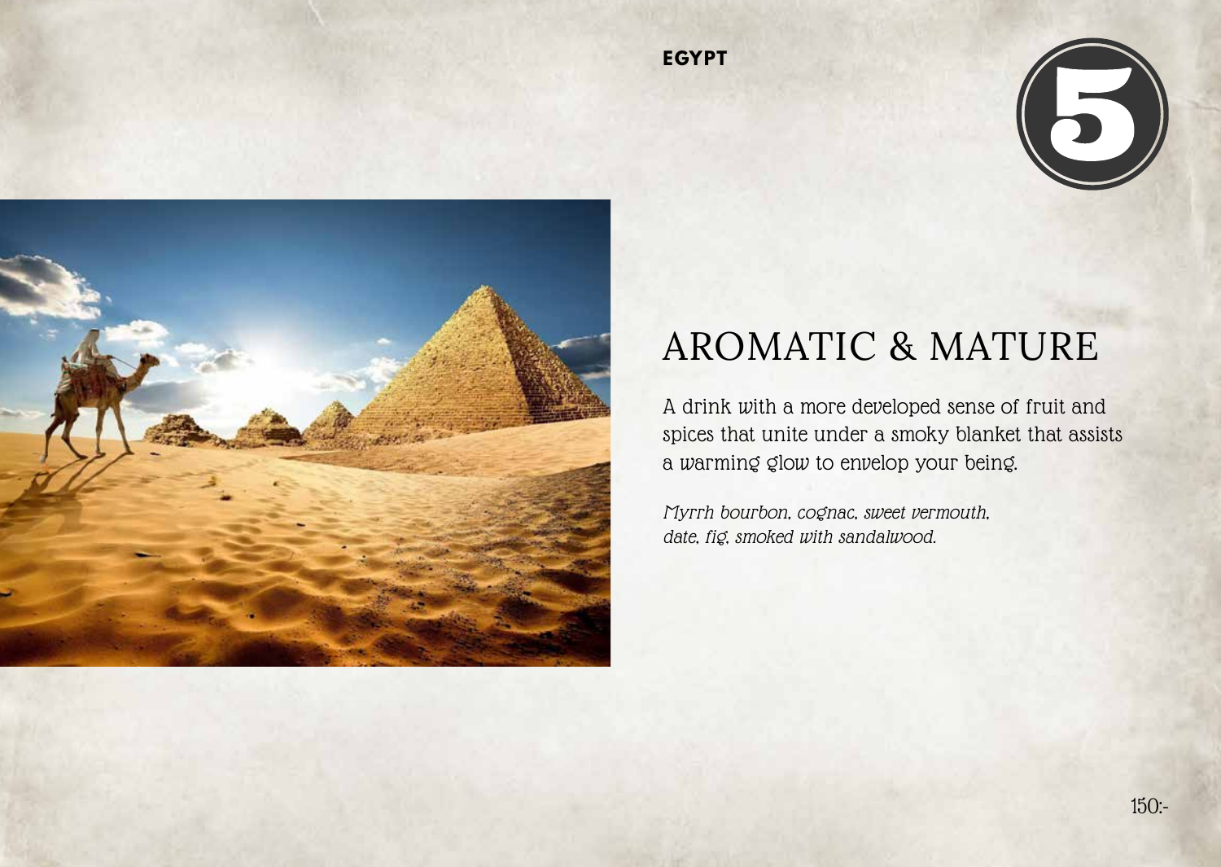**EGYPT**

**5**

# AROMATIC & MATURE

A drink with a more developed sense of fruit and spices that unite under a smoky blanket that assists a warming glow to envelop your being.

*Myrrh bourbon, cognac, sweet vermouth, date, fig, smoked with sandalwood.*

150:-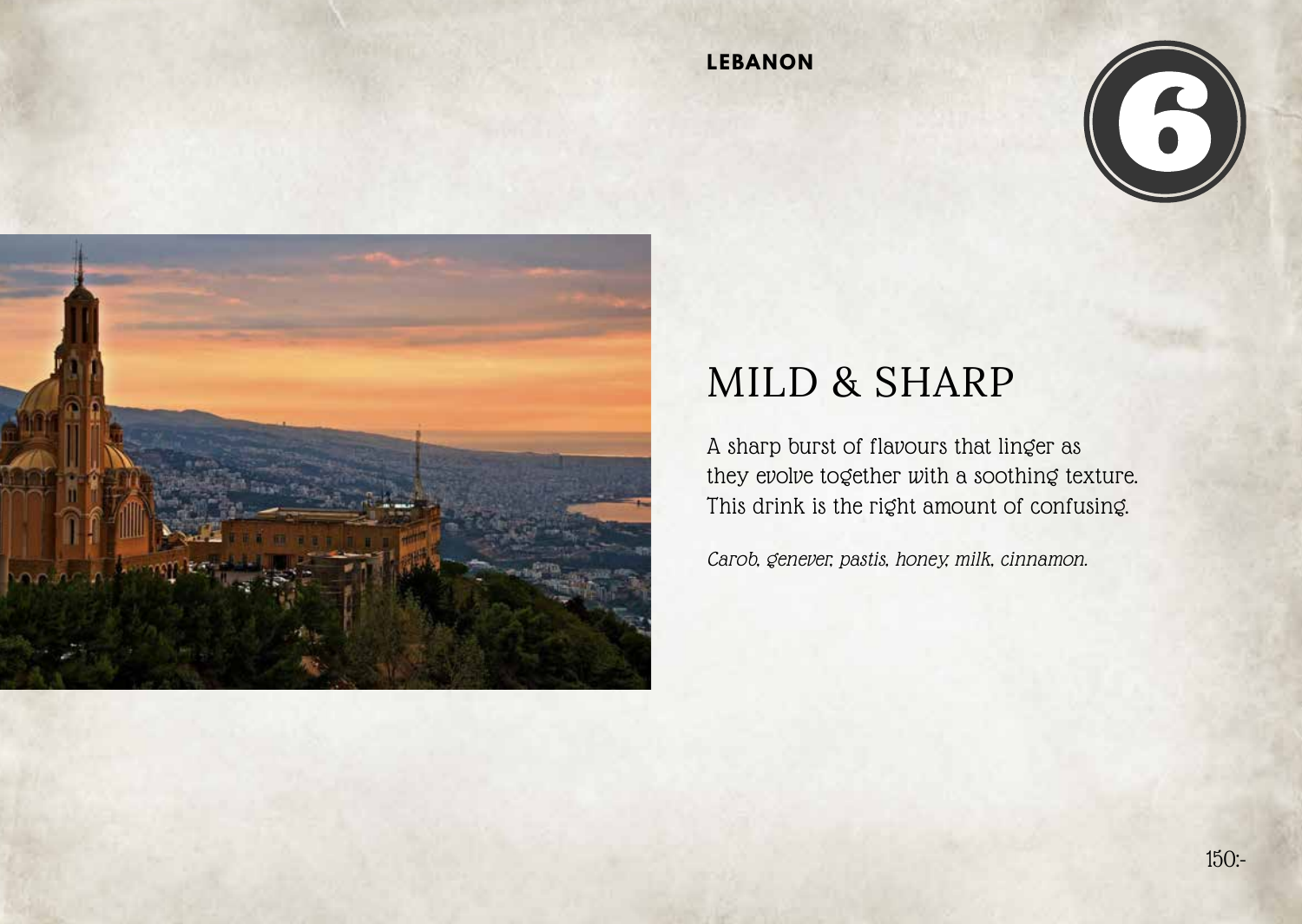**LEBANON**

6

# MILD & SHARP

A sharp burst of flavours that linger as they evolve together with a soothing texture. This drink is the right amount of confusing.

*Carob, genever, pastis, honey, milk, cinnamon.*

150:-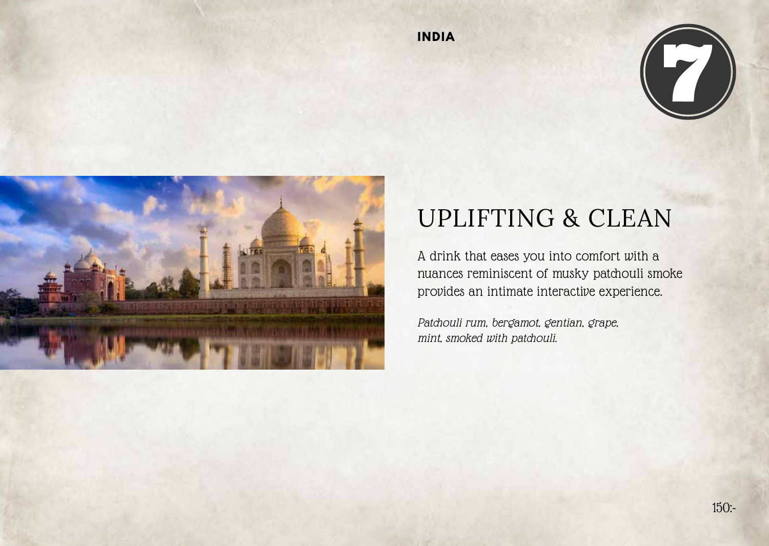**INDIA**

7

# UPLIFTING & CLEAN

A drink that eases you into comfort with a nuances reminiscent of musky patchouli smoke provides an intimate interactive experience.

*Patchouli rum, bergamot, gentian, grape, mint, smoked with patchouli.*

150:-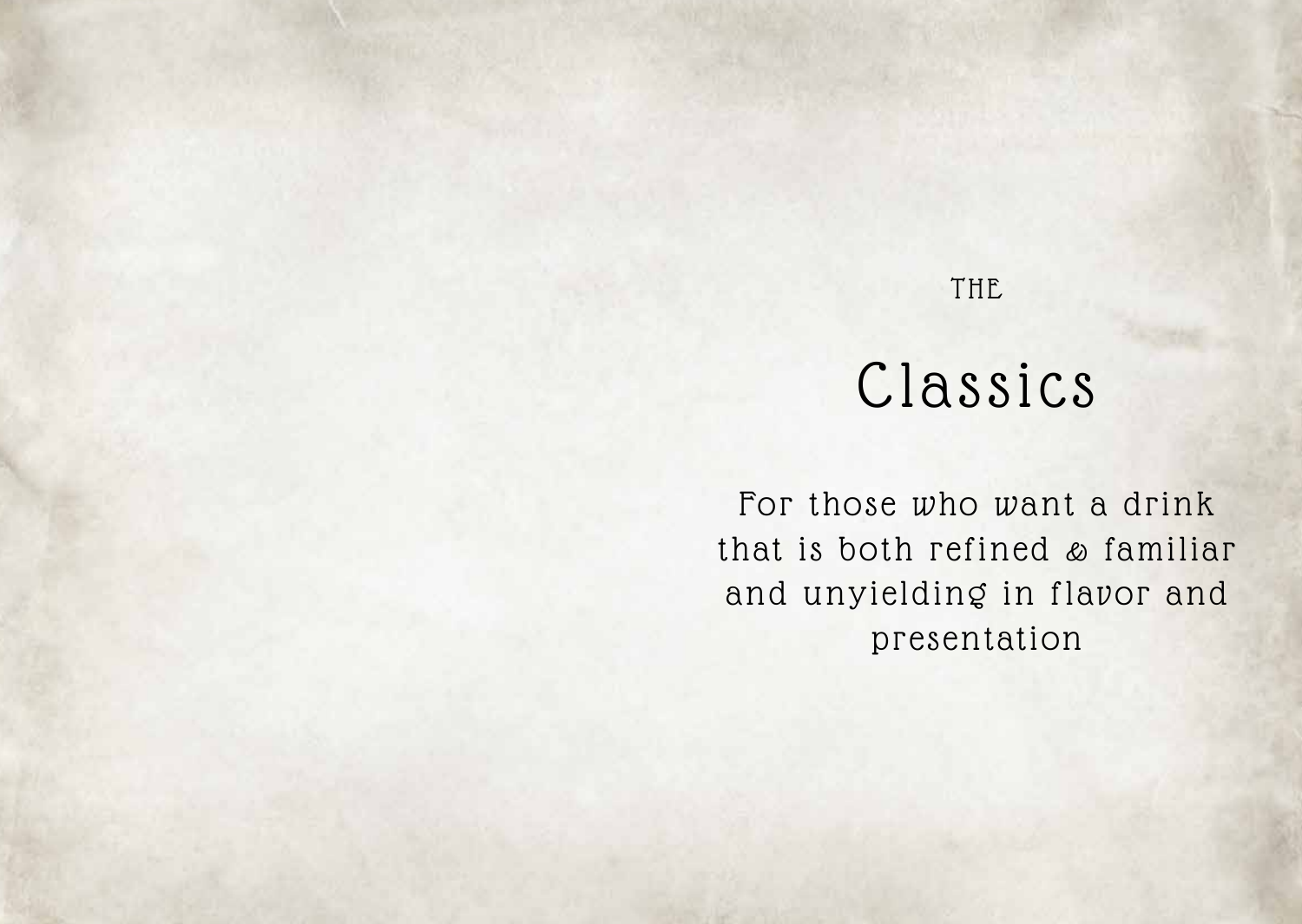THE

# Classics

For those who want a drink that is both refined & familiar and unyielding in flavor and presentation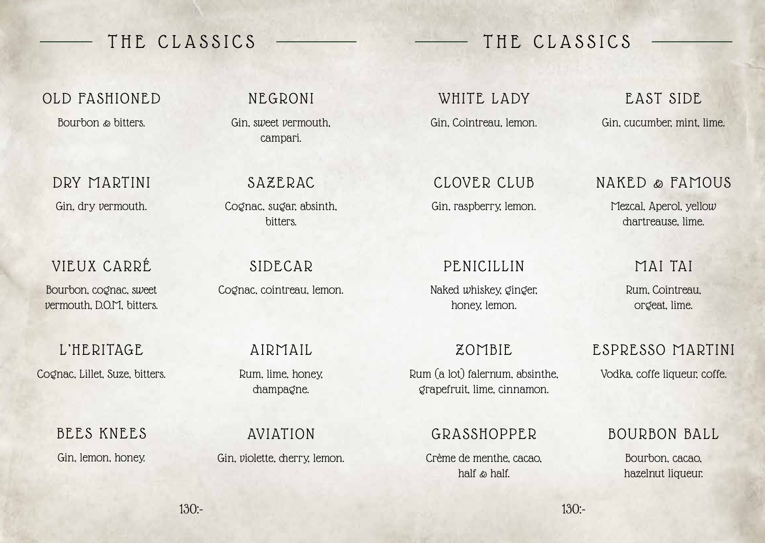## THE CLASSICS

### OLD FASHIONED
Bourbon & bitters.

### NEGRONI
Gin, sweet vermouth, campari.

### DRY MARTINI
Gin, dry vermouth.

### SAZERAC
Cognac, sugar, absinth, bitters.

### VIEUX CARRÉ
Bourbon, cognac, sweet vermouth, D.O.M, bitters.

### SIDECAR
Cognac, cointreau, lemon.

### L'HERITAGE
Cognac, Lillet, Suze, bitters.

### AIRMAIL
Rum, lime, honey, champagne.

### BEES KNEES
Gin, lemon, honey.

### AVIATION
Gin, violette, cherry, lemon.

130:-

## THE CLASSICS

### WHITE LADY
Gin, Cointreau, lemon.

### EAST SIDE
Gin, cucumber, mint, lime.

### CLOVER CLUB
Gin, raspberry, lemon.

### NAKED & FAMOUS
Mezcal, Aperol, yellow chartreause, lime.

### PENICILLIN
Naked whiskey, ginger, honey, lemon.

### MAI TAI
Rum, Cointreau, orgeat, lime.

### ZOMBIE
Rum (a lot) falernum, absinthe, grapefruit, lime, cinnamon.

### ESPRESSO MARTINI
Vodka, coffe liqueur, coffe.

### GRASSHOPPER
Crème de menthe, cacao, half & half.

### BOURBON BALL
Bourbon, cacao, hazelnut liqueur.

130:-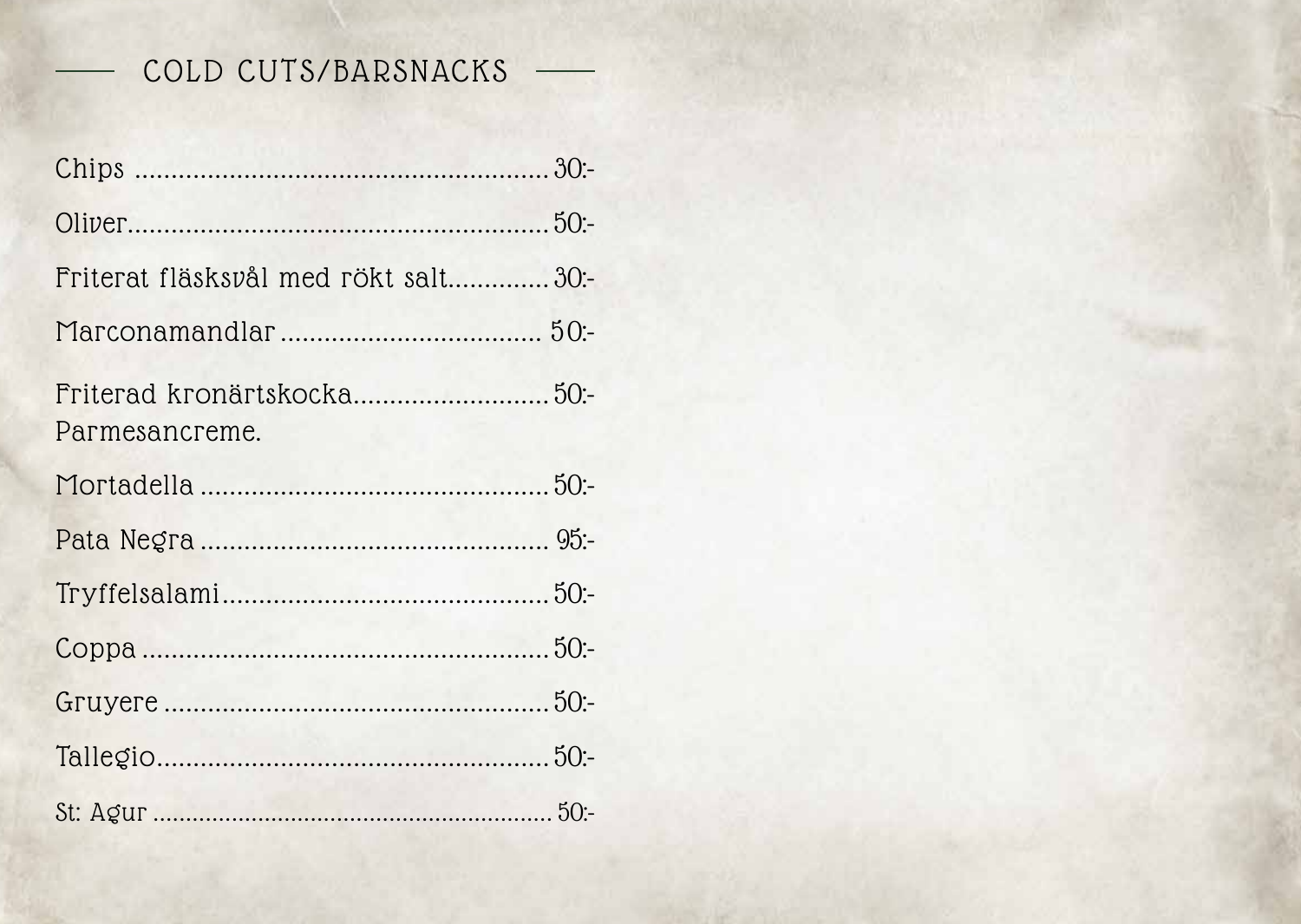## COLD CUTS/BARSNACKS

Chips ........................................................ 30:-

Oliver........................................................ 50:-

Friterat fläsksvål med rökt salt............. 30:-

Marconamandlar .................................... 50:-

Friterad kronärtskocka.......................... 50:-
Parmesancreme.

Mortadella ............................................... 50:-

Pata Negra ............................................... 95:-

Tryffelsalami........................................... 50:-

Coppa ....................................................... 50:-

Gruyere .................................................... 50:-

Tallegio..................................................... 50:-

St: Agur .................................................... 50:-